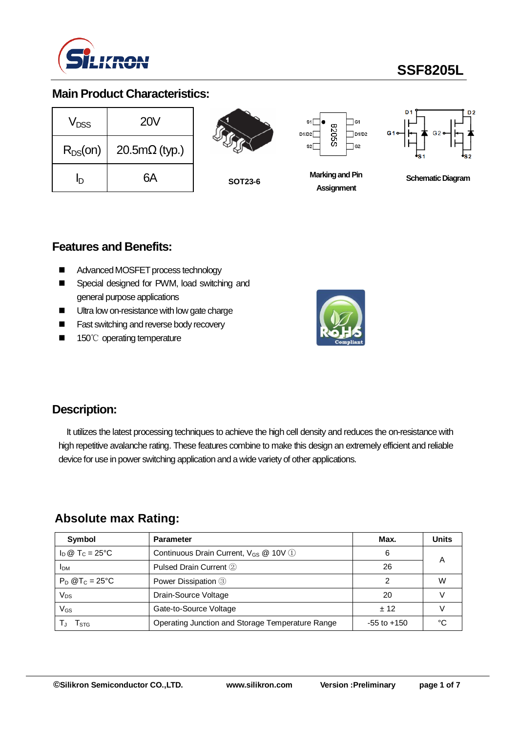# SSF8205L

## Main Product Characteristics:

| | |
|---|---|
| $V_{DSS}$ | 20V |
| $R_{DS}(on)$ | 20.5mΩ (typ.) |
| $I_D$ | 6A |

SOT23-6

Marking and Pin Assignment

Schematic Diagram

## Features and Benefits:

- Advanced MOSFET process technology
- Special designed for PWM, load switching and general purpose applications
- Ultra low on-resistance with low gate charge
- Fast switching and reverse body recovery
- 150℃ operating temperature

## Description:

It utilizes the latest processing techniques to achieve the high cell density and reduces the on-resistance with high repetitive avalanche rating. These features combine to make this design an extremely efficient and reliable device for use in power switching application and a wide variety of other applications.

## Absolute max Rating:

| Symbol | Parameter | Max. | Units |
|---|---|---|---|
| $I_D$ @ $T_C$ = 25°C | Continuous Drain Current, $V_{GS}$ @ 10V ① | 6 | A |
| $I_{DM}$ | Pulsed Drain Current ② | 26 | |
| $P_D$ @$T_C$ = 25°C | Power Dissipation ③ | 2 | W |
| $V_{DS}$ | Drain-Source Voltage | 20 | V |
| $V_{GS}$ | Gate-to-Source Voltage | ± 12 | V |
| $T_J$ $T_{STG}$ | Operating Junction and Storage Temperature Range | -55 to +150 | °C |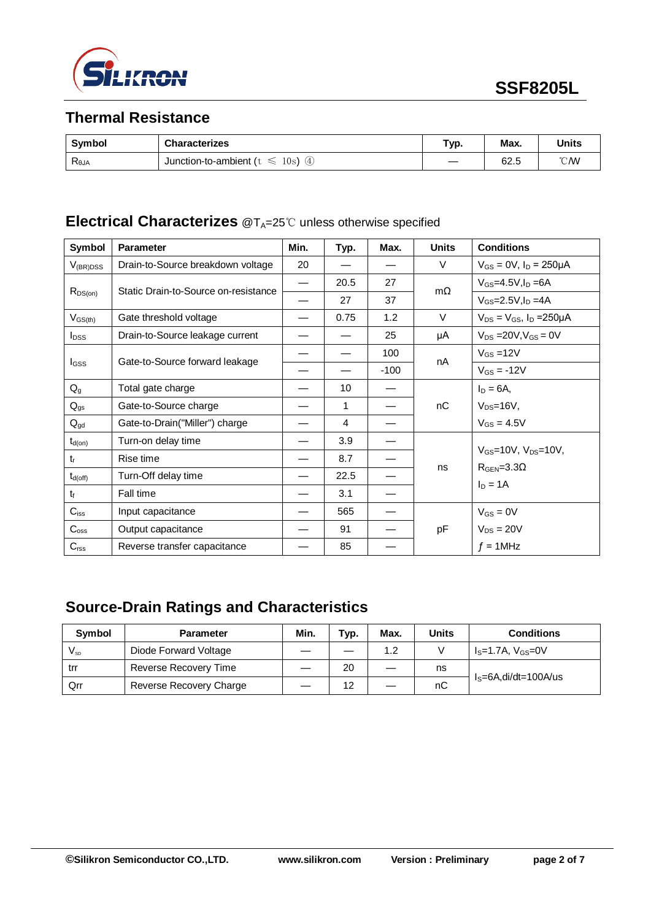## Thermal Resistance

| Symbol | Characterizes | Typ. | Max. | Units |
|---|---|---|---|---|
| $R_{\theta JA}$ | Junction-to-ambient (t ≤ 10s) ④ | — | 62.5 | ℃/W |

## Electrical Characterizes @$T_A$=25℃ unless otherwise specified

| Symbol | Parameter | Min. | Typ. | Max. | Units | Conditions |
|---|---|---|---|---|---|---|
| $V_{(BR)DSS}$ | Drain-to-Source breakdown voltage | 20 | — | — | V | $V_{GS}$ = 0V, $I_D$ = 250μA |
| $R_{DS(on)}$ | Static Drain-to-Source on-resistance | — | 20.5 | 27 | mΩ | $V_{GS}$=4.5V,$I_D$ =6A |
| | | — | 27 | 37 | | $V_{GS}$=2.5V,$I_D$ =4A |
| $V_{GS(th)}$ | Gate threshold voltage | — | 0.75 | 1.2 | V | $V_{DS}$ = $V_{GS}$, $I_D$ =250μA |
| $I_{DSS}$ | Drain-to-Source leakage current | — | — | 25 | μA | $V_{DS}$ =20V,$V_{GS}$ = 0V |
| $I_{GSS}$ | Gate-to-Source forward leakage | — | — | 100 | nA | $V_{GS}$ =12V |
| | | — | — | -100 | | $V_{GS}$ = -12V |
| $Q_g$ | Total gate charge | — | 10 | — | nC | $I_D$ = 6A, |
| $Q_{gs}$ | Gate-to-Source charge | — | 1 | — | | $V_{DS}$=16V, |
| $Q_{gd}$ | Gate-to-Drain("Miller") charge | — | 4 | — | | $V_{GS}$ = 4.5V |
| $t_{d(on)}$ | Turn-on delay time | — | 3.9 | — | ns | $V_{GS}$=10V, $V_{DS}$=10V, |
| $t_r$ | Rise time | — | 8.7 | — | | $R_{GEN}$=3.3Ω |
| $t_{d(off)}$ | Turn-Off delay time | — | 22.5 | — | | $I_D$ = 1A |
| $t_f$ | Fall time | — | 3.1 | — | | |
| $C_{iss}$ | Input capacitance | — | 565 | — | pF | $V_{GS}$ = 0V |
| $C_{oss}$ | Output capacitance | — | 91 | — | | $V_{DS}$ = 20V |
| $C_{rss}$ | Reverse transfer capacitance | — | 85 | — | | $f$ = 1MHz |

## Source-Drain Ratings and Characteristics

| Symbol | Parameter | Min. | Typ. | Max. | Units | Conditions |
|---|---|---|---|---|---|---|
| $V_{SD}$ | Diode Forward Voltage | — | — | 1.2 | V | $I_S$=1.7A, $V_{GS}$=0V |
| trr | Reverse Recovery Time | — | 20 | — | ns | $I_S$=6A,di/dt=100A/us |
| Qrr | Reverse Recovery Charge | — | 12 | — | nC | |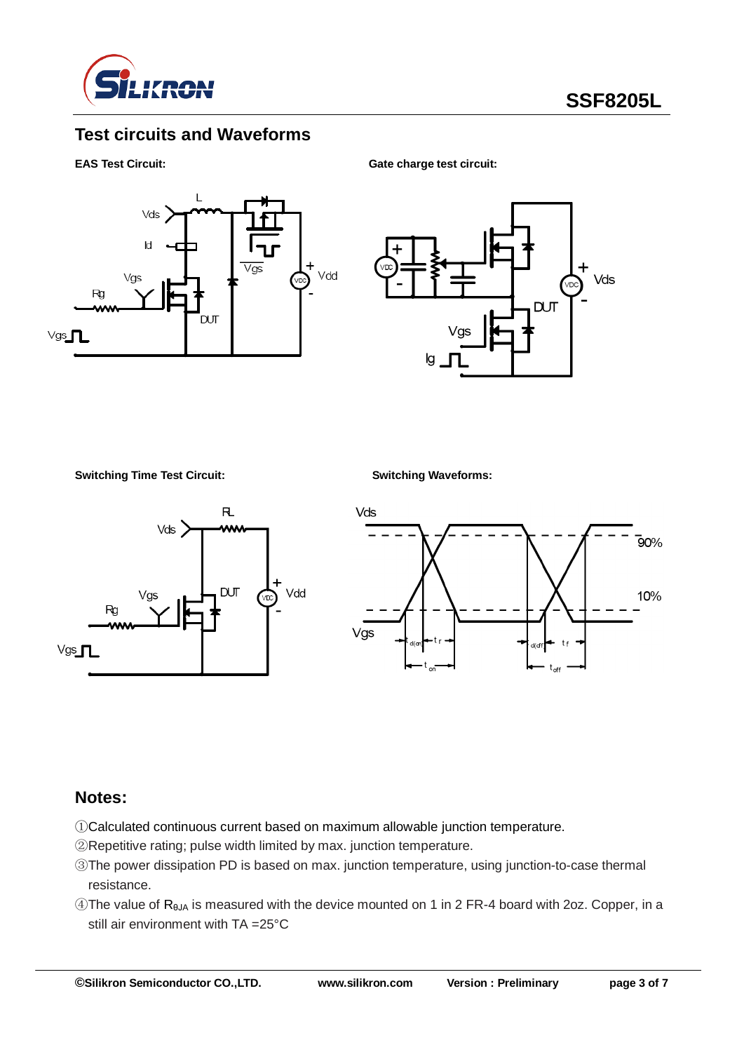## Test circuits and Waveforms

**EAS Test Circuit:**

**Gate charge test circuit:**

**Switching Time Test Circuit:**

**Switching Waveforms:**

## Notes:

①Calculated continuous current based on maximum allowable junction temperature.

②Repetitive rating; pulse width limited by max. junction temperature.

③The power dissipation PD is based on max. junction temperature, using junction-to-case thermal resistance.

④The value of $R_{\theta JA}$ is measured with the device mounted on 1 in 2 FR-4 board with 2oz. Copper, in a still air environment with TA =25°C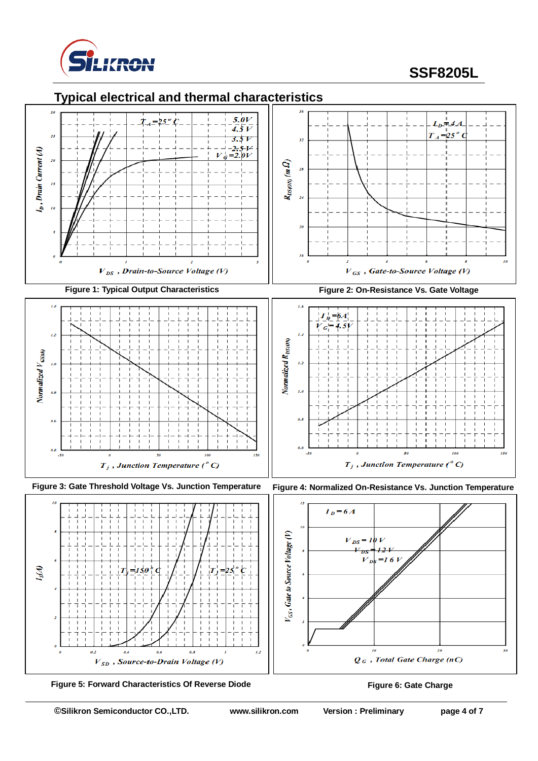## Typical electrical and thermal characteristics

Figure 1: Typical Output Characteristics

Figure 2: On-Resistance Vs. Gate Voltage

Figure 3: Gate Threshold Voltage Vs. Junction Temperature

Figure 4: Normalized On-Resistance Vs. Junction Temperature

Figure 5: Forward Characteristics Of Reverse Diode

Figure 6: Gate Charge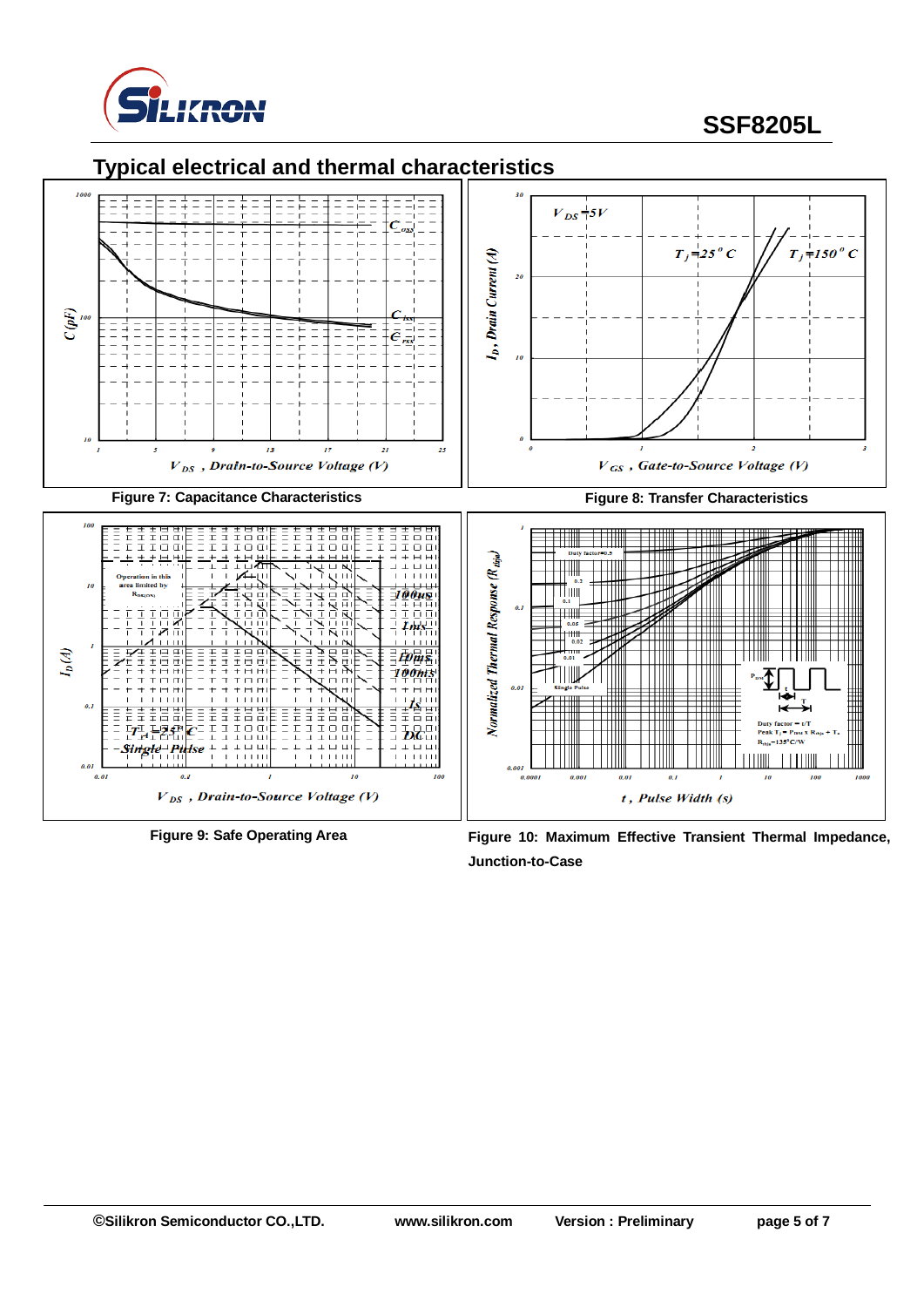## Typical electrical and thermal characteristics

Figure 7: Capacitance Characteristics

Figure 8: Transfer Characteristics

Figure 9: Safe Operating Area

Figure 10: Maximum Effective Transient Thermal Impedance, Junction-to-Case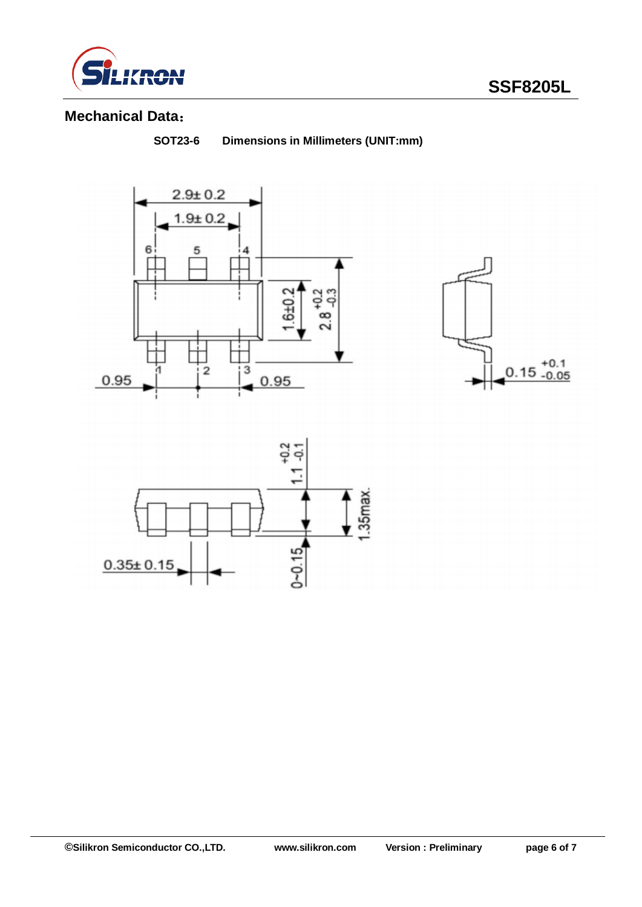## Mechanical Data：

**SOT23-6　　Dimensions in Millimeters (UNIT:mm)**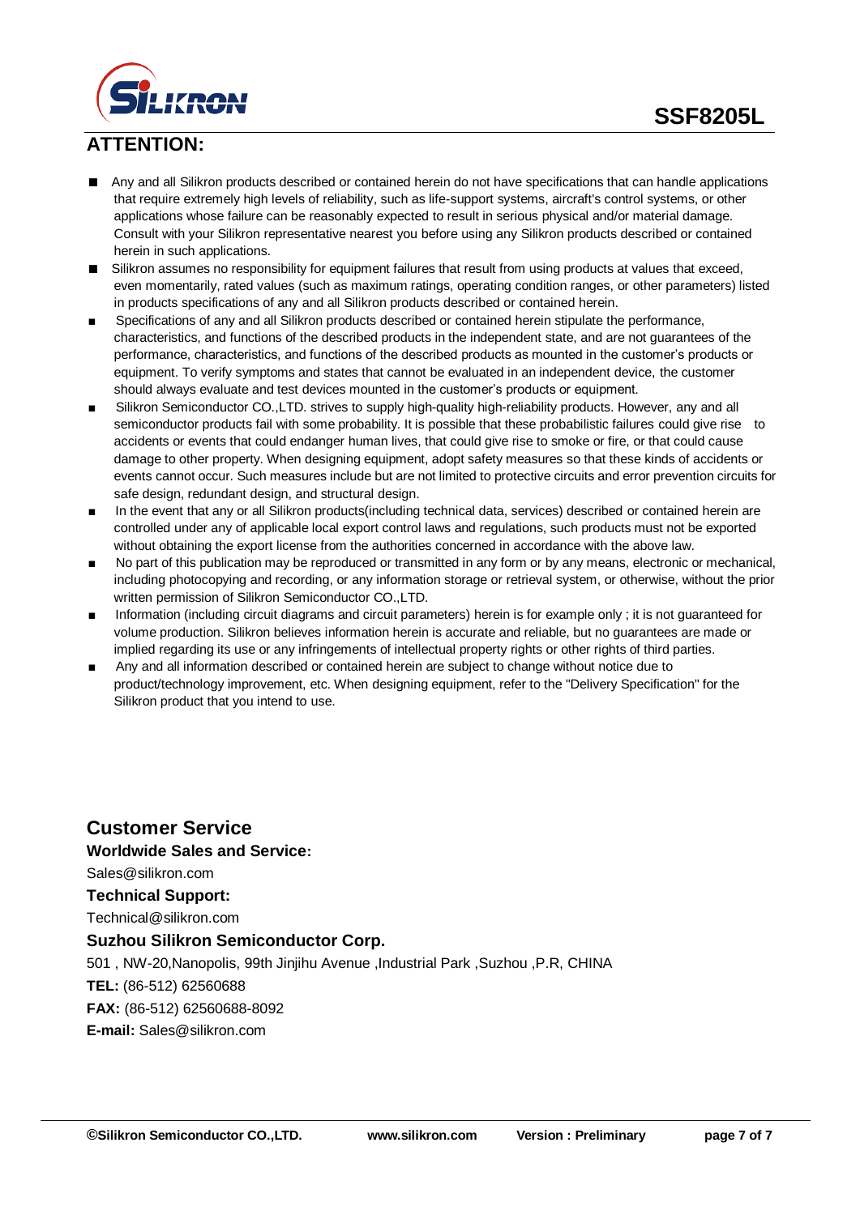## ATTENTION:

- Any and all Silikron products described or contained herein do not have specifications that can handle applications that require extremely high levels of reliability, such as life-support systems, aircraft's control systems, or other applications whose failure can be reasonably expected to result in serious physical and/or material damage. Consult with your Silikron representative nearest you before using any Silikron products described or contained herein in such applications.
- Silikron assumes no responsibility for equipment failures that result from using products at values that exceed, even momentarily, rated values (such as maximum ratings, operating condition ranges, or other parameters) listed in products specifications of any and all Silikron products described or contained herein.
- Specifications of any and all Silikron products described or contained herein stipulate the performance, characteristics, and functions of the described products in the independent state, and are not guarantees of the performance, characteristics, and functions of the described products as mounted in the customer's products or equipment. To verify symptoms and states that cannot be evaluated in an independent device, the customer should always evaluate and test devices mounted in the customer's products or equipment.
- Silikron Semiconductor CO.,LTD. strives to supply high-quality high-reliability products. However, any and all semiconductor products fail with some probability. It is possible that these probabilistic failures could give rise to accidents or events that could endanger human lives, that could give rise to smoke or fire, or that could cause damage to other property. When designing equipment, adopt safety measures so that these kinds of accidents or events cannot occur. Such measures include but are not limited to protective circuits and error prevention circuits for safe design, redundant design, and structural design.
- In the event that any or all Silikron products(including technical data, services) described or contained herein are controlled under any of applicable local export control laws and regulations, such products must not be exported without obtaining the export license from the authorities concerned in accordance with the above law.
- No part of this publication may be reproduced or transmitted in any form or by any means, electronic or mechanical, including photocopying and recording, or any information storage or retrieval system, or otherwise, without the prior written permission of Silikron Semiconductor CO.,LTD.
- Information (including circuit diagrams and circuit parameters) herein is for example only ; it is not guaranteed for volume production. Silikron believes information herein is accurate and reliable, but no guarantees are made or implied regarding its use or any infringements of intellectual property rights or other rights of third parties.
- Any and all information described or contained herein are subject to change without notice due to product/technology improvement, etc. When designing equipment, refer to the "Delivery Specification" for the Silikron product that you intend to use.

## Customer Service

### Worldwide Sales and Service:

Sales@silikron.com

### Technical Support:

Technical@silikron.com

### Suzhou Silikron Semiconductor Corp.

501 , NW-20,Nanopolis, 99th Jinjihu Avenue ,Industrial Park ,Suzhou ,P.R, CHINA

**TEL:** (86-512) 62560688

**FAX:** (86-512) 62560688-8092

**E-mail:** Sales@silikron.com